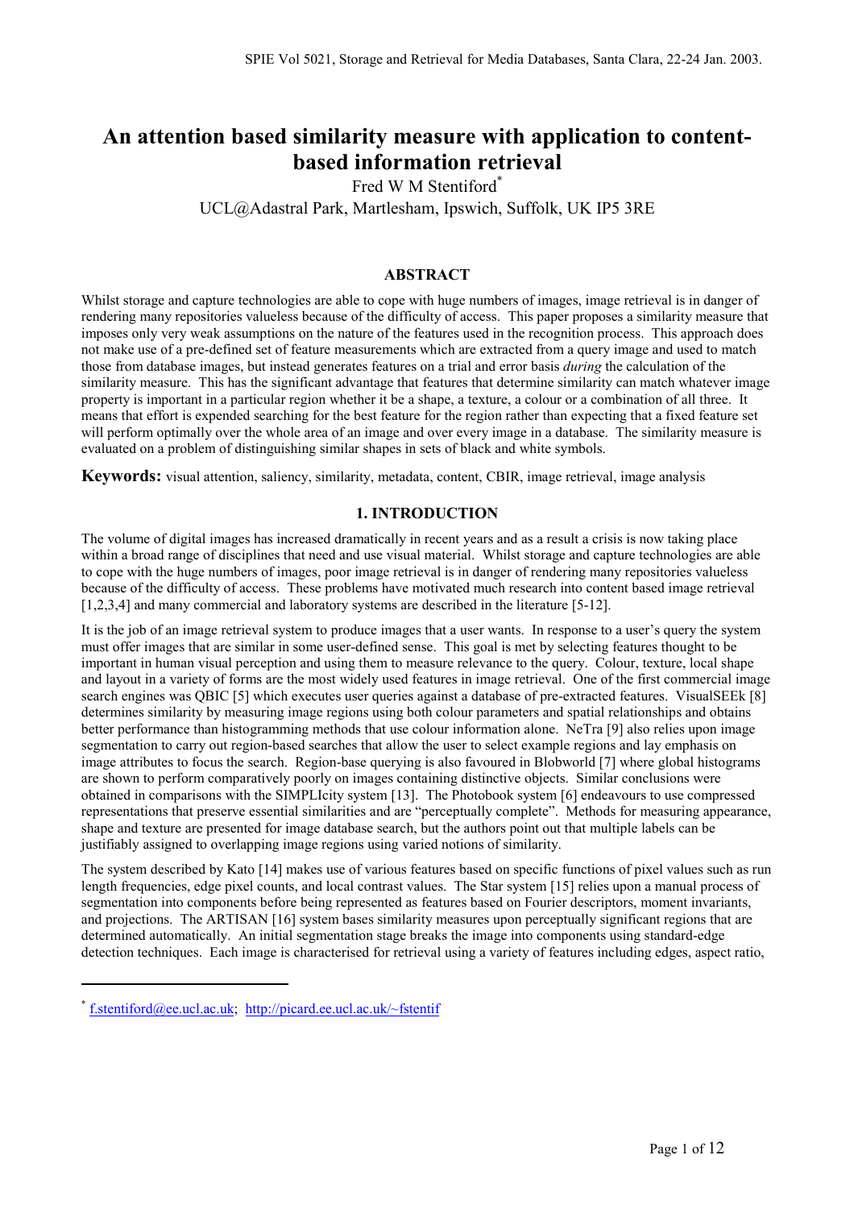# An attention based similarity measure with application to content-based information retrieval

Fred W M Stentiford*

UCL@Adastral Park, Martlesham, Ipswich, Suffolk, UK IP5 3RE

## ABSTRACT

Whilst storage and capture technologies are able to cope with huge numbers of images, image retrieval is in danger of rendering many repositories valueless because of the difficulty of access. This paper proposes a similarity measure that imposes only very weak assumptions on the nature of the features used in the recognition process. This approach does not make use of a pre-defined set of feature measurements which are extracted from a query image and used to match those from database images, but instead generates features on a trial and error basis *during* the calculation of the similarity measure. This has the significant advantage that features that determine similarity can match whatever image property is important in a particular region whether it be a shape, a texture, a colour or a combination of all three. It means that effort is expended searching for the best feature for the region rather than expecting that a fixed feature set will perform optimally over the whole area of an image and over every image in a database. The similarity measure is evaluated on a problem of distinguishing similar shapes in sets of black and white symbols.

**Keywords:** visual attention, saliency, similarity, metadata, content, CBIR, image retrieval, image analysis

## 1. INTRODUCTION

The volume of digital images has increased dramatically in recent years and as a result a crisis is now taking place within a broad range of disciplines that need and use visual material. Whilst storage and capture technologies are able to cope with the huge numbers of images, poor image retrieval is in danger of rendering many repositories valueless because of the difficulty of access. These problems have motivated much research into content based image retrieval [1,2,3,4] and many commercial and laboratory systems are described in the literature [5-12].

It is the job of an image retrieval system to produce images that a user wants. In response to a user's query the system must offer images that are similar in some user-defined sense. This goal is met by selecting features thought to be important in human visual perception and using them to measure relevance to the query. Colour, texture, local shape and layout in a variety of forms are the most widely used features in image retrieval. One of the first commercial image search engines was QBIC [5] which executes user queries against a database of pre-extracted features. VisualSEEk [8] determines similarity by measuring image regions using both colour parameters and spatial relationships and obtains better performance than histogramming methods that use colour information alone. NeTra [9] also relies upon image segmentation to carry out region-based searches that allow the user to select example regions and lay emphasis on image attributes to focus the search. Region-base querying is also favoured in Blobworld [7] where global histograms are shown to perform comparatively poorly on images containing distinctive objects. Similar conclusions were obtained in comparisons with the SIMPLIcity system [13]. The Photobook system [6] endeavours to use compressed representations that preserve essential similarities and are "perceptually complete". Methods for measuring appearance, shape and texture are presented for image database search, but the authors point out that multiple labels can be justifiably assigned to overlapping image regions using varied notions of similarity.

The system described by Kato [14] makes use of various features based on specific functions of pixel values such as run length frequencies, edge pixel counts, and local contrast values. The Star system [15] relies upon a manual process of segmentation into components before being represented as features based on Fourier descriptors, moment invariants, and projections. The ARTISAN [16] system bases similarity measures upon perceptually significant regions that are determined automatically. An initial segmentation stage breaks the image into components using standard-edge detection techniques. Each image is characterised for retrieval using a variety of features including edges, aspect ratio,

---

* f.stentiford@ee.ucl.ac.uk; http://picard.ee.ucl.ac.uk/~fstentif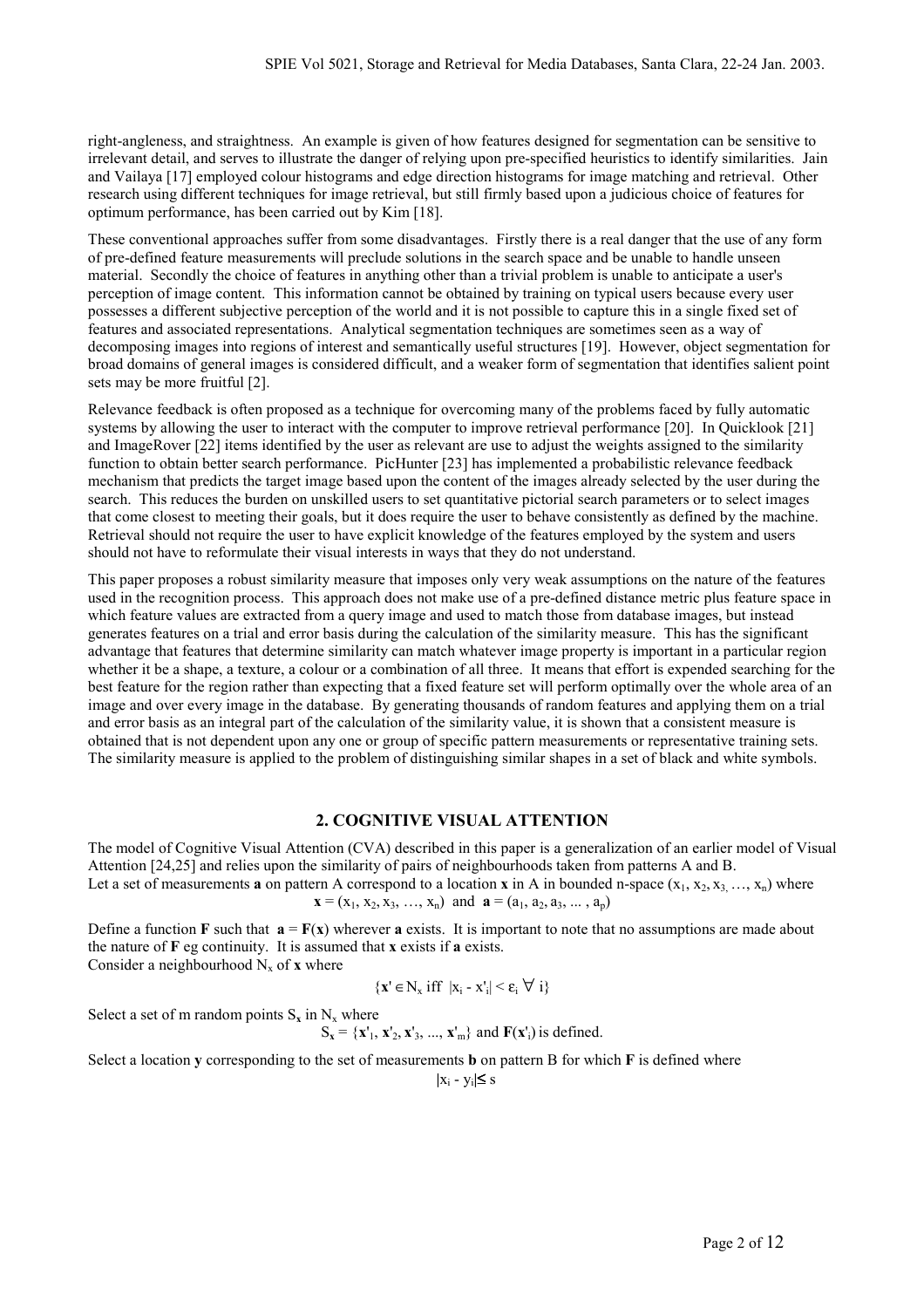right-angleness, and straightness. An example is given of how features designed for segmentation can be sensitive to irrelevant detail, and serves to illustrate the danger of relying upon pre-specified heuristics to identify similarities. Jain and Vailaya [17] employed colour histograms and edge direction histograms for image matching and retrieval. Other research using different techniques for image retrieval, but still firmly based upon a judicious choice of features for optimum performance, has been carried out by Kim [18].

These conventional approaches suffer from some disadvantages. Firstly there is a real danger that the use of any form of pre-defined feature measurements will preclude solutions in the search space and be unable to handle unseen material. Secondly the choice of features in anything other than a trivial problem is unable to anticipate a user's perception of image content. This information cannot be obtained by training on typical users because every user possesses a different subjective perception of the world and it is not possible to capture this in a single fixed set of features and associated representations. Analytical segmentation techniques are sometimes seen as a way of decomposing images into regions of interest and semantically useful structures [19]. However, object segmentation for broad domains of general images is considered difficult, and a weaker form of segmentation that identifies salient point sets may be more fruitful [2].

Relevance feedback is often proposed as a technique for overcoming many of the problems faced by fully automatic systems by allowing the user to interact with the computer to improve retrieval performance [20]. In Quicklook [21] and ImageRover [22] items identified by the user as relevant are use to adjust the weights assigned to the similarity function to obtain better search performance. PicHunter [23] has implemented a probabilistic relevance feedback mechanism that predicts the target image based upon the content of the images already selected by the user during the search. This reduces the burden on unskilled users to set quantitative pictorial search parameters or to select images that come closest to meeting their goals, but it does require the user to behave consistently as defined by the machine. Retrieval should not require the user to have explicit knowledge of the features employed by the system and users should not have to reformulate their visual interests in ways that they do not understand.

This paper proposes a robust similarity measure that imposes only very weak assumptions on the nature of the features used in the recognition process. This approach does not make use of a pre-defined distance metric plus feature space in which feature values are extracted from a query image and used to match those from database images, but instead generates features on a trial and error basis during the calculation of the similarity measure. This has the significant advantage that features that determine similarity can match whatever image property is important in a particular region whether it be a shape, a texture, a colour or a combination of all three. It means that effort is expended searching for the best feature for the region rather than expecting that a fixed feature set will perform optimally over the whole area of an image and over every image in the database. By generating thousands of random features and applying them on a trial and error basis as an integral part of the calculation of the similarity value, it is shown that a consistent measure is obtained that is not dependent upon any one or group of specific pattern measurements or representative training sets. The similarity measure is applied to the problem of distinguishing similar shapes in a set of black and white symbols.

## 2. COGNITIVE VISUAL ATTENTION

The model of Cognitive Visual Attention (CVA) described in this paper is a generalization of an earlier model of Visual Attention [24,25] and relies upon the similarity of pairs of neighbourhoods taken from patterns A and B.

Let a set of measurements $\mathbf{a}$ on pattern A correspond to a location $\mathbf{x}$ in A in bounded n-space $(x_1, x_2, x_3, \ldots, x_n)$ where

$$\mathbf{x} = (x_1, x_2, x_3, \ldots, x_n) \text{ and } \mathbf{a} = (a_1, a_2, a_3, \ldots, a_p)$$

Define a function $\mathbf{F}$ such that $\mathbf{a} = \mathbf{F}(\mathbf{x})$ wherever $\mathbf{a}$ exists. It is important to note that no assumptions are made about the nature of $\mathbf{F}$ eg continuity. It is assumed that $\mathbf{x}$ exists if $\mathbf{a}$ exists.

Consider a neighbourhood $N_x$ of $\mathbf{x}$ where

$$\{\mathbf{x}' \in N_x \text{ iff } |x_i - x'_i| < \varepsilon_i \ \forall \ i\}$$

Select a set of m random points $S_\mathbf{x}$ in $N_x$ where

$$S_\mathbf{x} = \{\mathbf{x}'_1, \mathbf{x}'_2, \mathbf{x}'_3, \ldots, \mathbf{x}'_m\} \text{ and } \mathbf{F}(\mathbf{x}'_i) \text{ is defined.}$$

Select a location $\mathbf{y}$ corresponding to the set of measurements $\mathbf{b}$ on pattern B for which $\mathbf{F}$ is defined where

$$|x_i - y_i| \leq s$$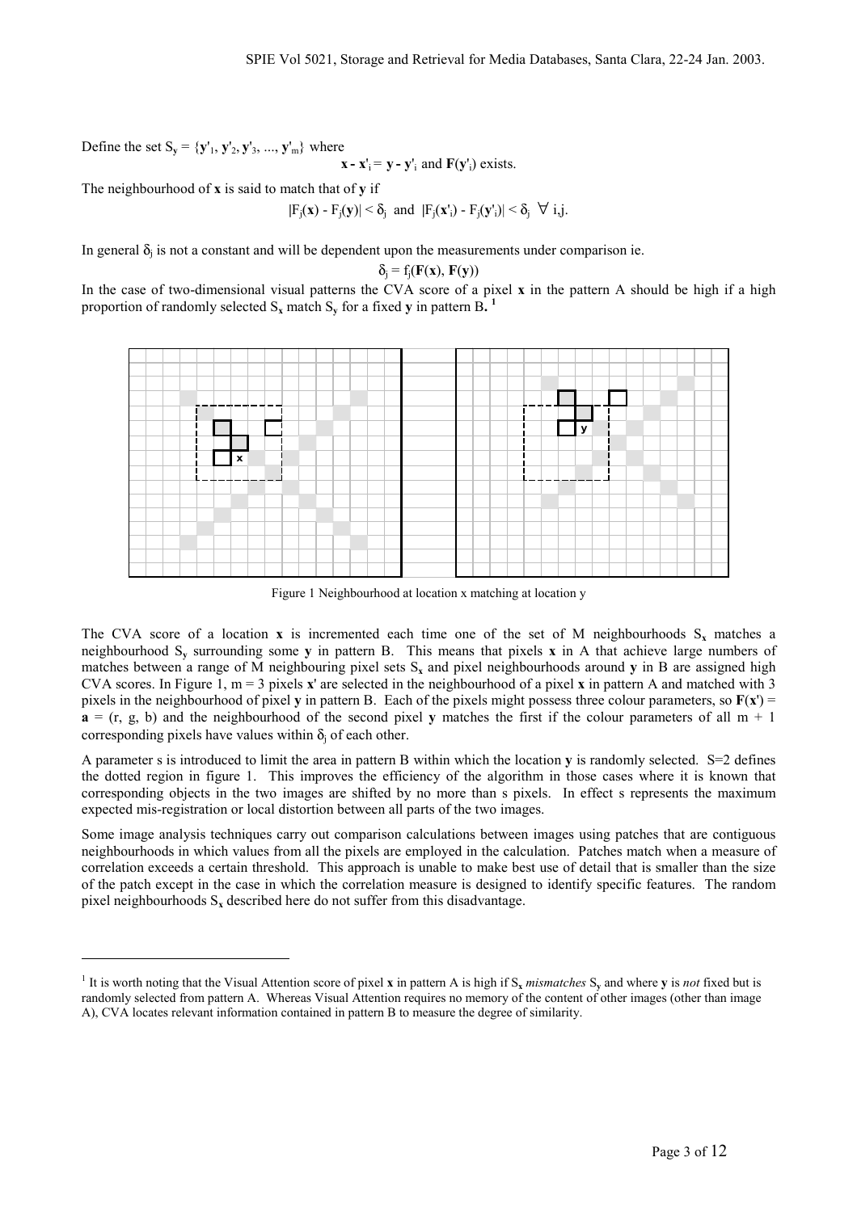Define the set $S_y = \{\mathbf{y}'_1, \mathbf{y}'_2, \mathbf{y}'_3, ..., \mathbf{y}'_m\}$ where

$$\mathbf{x} - \mathbf{x}'_i = \mathbf{y} - \mathbf{y}'_i \text{ and } \mathbf{F}(\mathbf{y}'_i) \text{ exists.}$$

The neighbourhood of **x** is said to match that of **y** if

$$|F_j(\mathbf{x}) - F_j(\mathbf{y})| < \delta_j \text{ and } |F_j(\mathbf{x}'_i) - F_j(\mathbf{y}'_i)| < \delta_j \;\; \forall \; i,j.$$

In general $\delta_j$ is not a constant and will be dependent upon the measurements under comparison ie.

$$\delta_j = f_j(\mathbf{F}(\mathbf{x}), \mathbf{F}(\mathbf{y}))$$

In the case of two-dimensional visual patterns the CVA score of a pixel **x** in the pattern A should be high if a high proportion of randomly selected $S_\mathbf{x}$ match $S_\mathbf{y}$ for a fixed **y** in pattern B.[1]

Figure 1 Neighbourhood at location x matching at location y

The CVA score of a location **x** is incremented each time one of the set of M neighbourhoods $S_\mathbf{x}$ matches a neighbourhood $S_\mathbf{y}$ surrounding some **y** in pattern B. This means that pixels **x** in A that achieve large numbers of matches between a range of M neighbouring pixel sets $S_\mathbf{x}$ and pixel neighbourhoods around **y** in B are assigned high CVA scores. In Figure 1, m = 3 pixels **x'** are selected in the neighbourhood of a pixel **x** in pattern A and matched with 3 pixels in the neighbourhood of pixel **y** in pattern B. Each of the pixels might possess three colour parameters, so $\mathbf{F}(\mathbf{x}') = \mathbf{a} = (r, g, b)$ and the neighbourhood of the second pixel **y** matches the first if the colour parameters of all m + 1 corresponding pixels have values within $\delta_j$ of each other.

A parameter s is introduced to limit the area in pattern B within which the location **y** is randomly selected. S=2 defines the dotted region in figure 1. This improves the efficiency of the algorithm in those cases where it is known that corresponding objects in the two images are shifted by no more than s pixels. In effect s represents the maximum expected mis-registration or local distortion between all parts of the two images.

Some image analysis techniques carry out comparison calculations between images using patches that are contiguous neighbourhoods in which values from all the pixels are employed in the calculation. Patches match when a measure of correlation exceeds a certain threshold. This approach is unable to make best use of detail that is smaller than the size of the patch except in the case in which the correlation measure is designed to identify specific features. The random pixel neighbourhoods $S_\mathbf{x}$ described here do not suffer from this disadvantage.

---

[1] It is worth noting that the Visual Attention score of pixel **x** in pattern A is high if $S_\mathbf{x}$ *mismatches* $S_\mathbf{y}$ and where **y** is *not* fixed but is randomly selected from pattern A. Whereas Visual Attention requires no memory of the content of other images (other than image A), CVA locates relevant information contained in pattern B to measure the degree of similarity.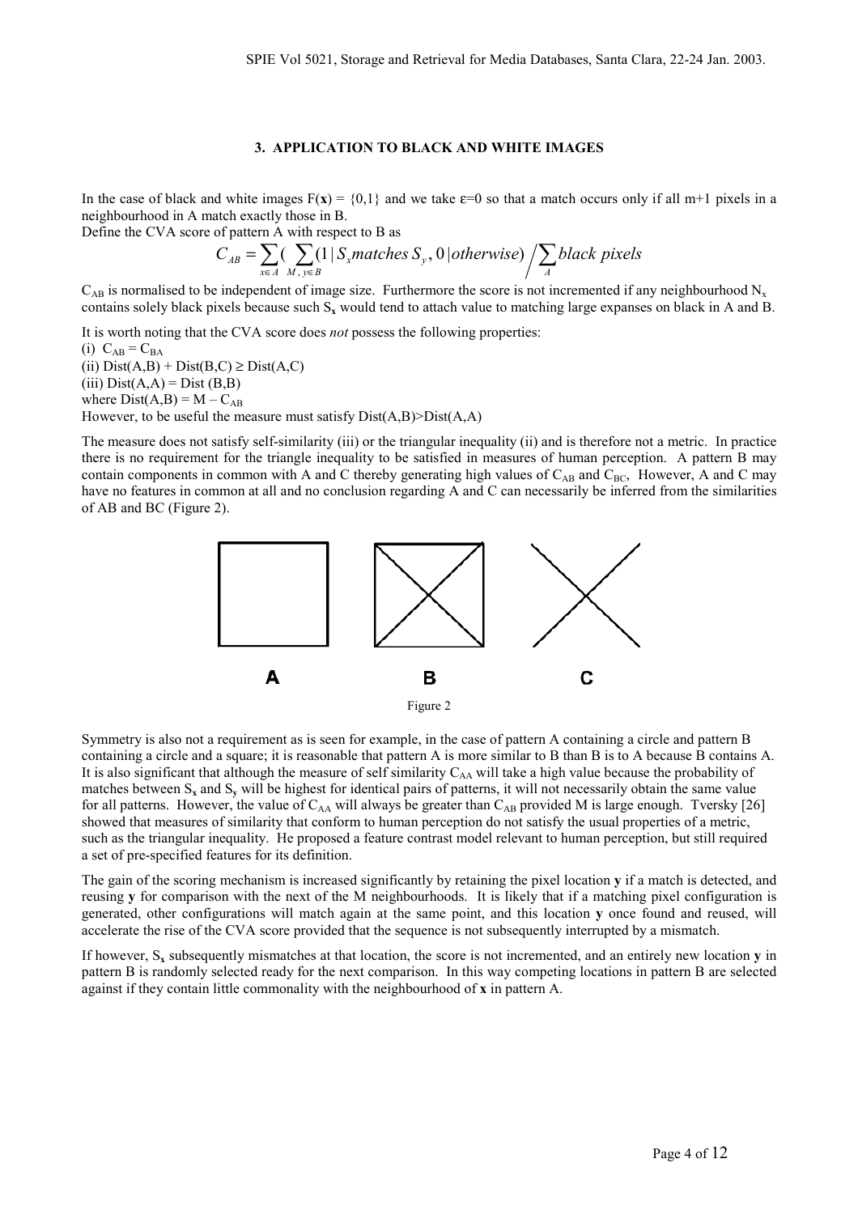### 3. APPLICATION TO BLACK AND WHITE IMAGES

In the case of black and white images $F(\mathbf{x}) = \{0,1\}$ and we take $\varepsilon=0$ so that a match occurs only if all m+1 pixels in a neighbourhood in A match exactly those in B.

Define the CVA score of pattern A with respect to B as

$$C_{AB} = \sum_{x \in A} \Big( \sum_{M,\, y \in B} (1 \,|\, S_x \, matches \, S_y, \, 0 \,|\, otherwise) \Big/ \sum_{A} black \; pixels$$

$C_{AB}$ is normalised to be independent of image size. Furthermore the score is not incremented if any neighbourhood $N_x$ contains solely black pixels because such $S_x$ would tend to attach value to matching large expanses on black in A and B.

It is worth noting that the CVA score does *not* possess the following properties:

(i) $C_{AB} = C_{BA}$
(ii) $Dist(A,B) + Dist(B,C) \geq Dist(A,C)$
(iii) $Dist(A,A) = Dist(B,B)$
where $Dist(A,B) = M - C_{AB}$
However, to be useful the measure must satisfy $Dist(A,B) > Dist(A,A)$

The measure does not satisfy self-similarity (iii) or the triangular inequality (ii) and is therefore not a metric. In practice there is no requirement for the triangle inequality to be satisfied in measures of human perception. A pattern B may contain components in common with A and C thereby generating high values of $C_{AB}$ and $C_{BC}$, However, A and C may have no features in common at all and no conclusion regarding A and C can necessarily be inferred from the similarities of AB and BC (Figure 2).

Figure 2

Symmetry is also not a requirement as is seen for example, in the case of pattern A containing a circle and pattern B containing a circle and a square; it is reasonable that pattern A is more similar to B than B is to A because B contains A. It is also significant that although the measure of self similarity $C_{AA}$ will take a high value because the probability of matches between $S_x$ and $S_y$ will be highest for identical pairs of patterns, it will not necessarily obtain the same value for all patterns. However, the value of $C_{AA}$ will always be greater than $C_{AB}$ provided M is large enough. Tversky [26] showed that measures of similarity that conform to human perception do not satisfy the usual properties of a metric, such as the triangular inequality. He proposed a feature contrast model relevant to human perception, but still required a set of pre-specified features for its definition.

The gain of the scoring mechanism is increased significantly by retaining the pixel location $\mathbf{y}$ if a match is detected, and reusing $\mathbf{y}$ for comparison with the next of the M neighbourhoods. It is likely that if a matching pixel configuration is generated, other configurations will match again at the same point, and this location $\mathbf{y}$ once found and reused, will accelerate the rise of the CVA score provided that the sequence is not subsequently interrupted by a mismatch.

If however, $S_x$ subsequently mismatches at that location, the score is not incremented, and an entirely new location $\mathbf{y}$ in pattern B is randomly selected ready for the next comparison. In this way competing locations in pattern B are selected against if they contain little commonality with the neighbourhood of $\mathbf{x}$ in pattern A.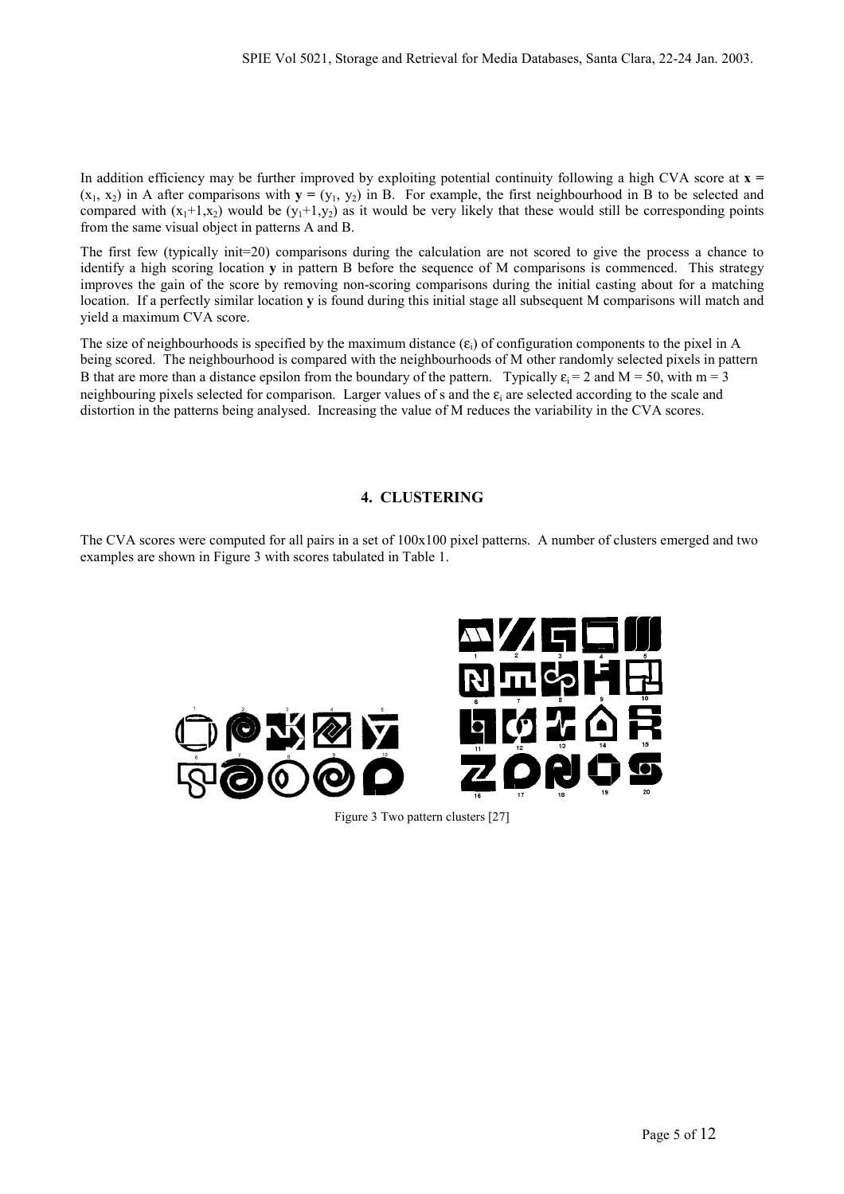In addition efficiency may be further improved by exploiting potential continuity following a high CVA score at **x** = $(x_1, x_2)$ in A after comparisons with **y** = $(y_1, y_2)$ in B. For example, the first neighbourhood in B to be selected and compared with $(x_1+1,x_2)$ would be $(y_1+1,y_2)$ as it would be very likely that these would still be corresponding points from the same visual object in patterns A and B.

The first few (typically init=20) comparisons during the calculation are not scored to give the process a chance to identify a high scoring location **y** in pattern B before the sequence of M comparisons is commenced. This strategy improves the gain of the score by removing non-scoring comparisons during the initial casting about for a matching location. If a perfectly similar location **y** is found during this initial stage all subsequent M comparisons will match and yield a maximum CVA score.

The size of neighbourhoods is specified by the maximum distance ($\varepsilon_i$) of configuration components to the pixel in A being scored. The neighbourhood is compared with the neighbourhoods of M other randomly selected pixels in pattern B that are more than a distance epsilon from the boundary of the pattern. Typically $\varepsilon_i = 2$ and M = 50, with m = 3 neighbouring pixels selected for comparison. Larger values of s and the $\varepsilon_i$ are selected according to the scale and distortion in the patterns being analysed. Increasing the value of M reduces the variability in the CVA scores.

## 4. CLUSTERING

The CVA scores were computed for all pairs in a set of 100x100 pixel patterns. A number of clusters emerged and two examples are shown in Figure 3 with scores tabulated in Table 1.

Figure 3 Two pattern clusters [27]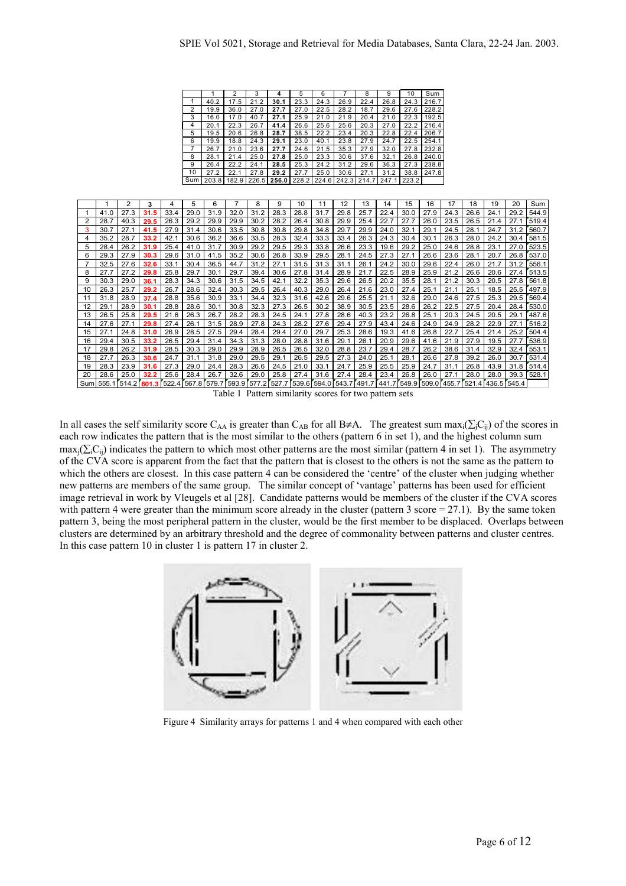|  | 1 | 2 | 3 | **4** | 5 | 6 | 7 | 8 | 9 | 10 | Sum |
|---|---|---|---|---|---|---|---|---|---|---|---|
| 1 | 40.2 | 17.5 | 21.2 | **30.1** | 23.3 | 24.3 | 26.9 | 22.4 | 26.8 | 24.3 | 216.7 |
| 2 | 19.9 | 36.0 | 27.0 | **27.7** | 27.0 | 22.5 | 28.2 | 18.7 | 29.6 | 27.6 | 228.2 |
| 3 | 16.0 | 17.0 | 40.7 | **27.1** | 25.9 | 21.0 | 21.9 | 20.4 | 21.0 | 22.3 | 192.5 |
| 4 | 20.1 | 22.3 | 26.7 | **41.4** | 26.6 | 25.6 | 25.6 | 20.3 | 27.0 | 22.2 | 216.4 |
| 5 | 19.5 | 20.6 | 26.8 | **28.7** | 38.5 | 22.2 | 23.4 | 20.3 | 22.8 | 22.4 | 206.7 |
| 6 | 19.9 | 18.8 | 24.3 | **29.1** | 23.0 | 40.1 | 23.8 | 27.9 | 24.7 | 22.5 | 254.1 |
| 7 | 26.7 | 21.0 | 23.6 | **27.7** | 24.6 | 21.5 | 35.3 | 27.9 | 32.0 | 27.8 | 232.8 |
| 8 | 28.1 | 21.4 | 25.0 | **27.8** | 25.0 | 23.3 | 30.6 | 37.6 | 32.1 | 26.8 | 240.0 |
| 9 | 26.4 | 22.2 | 24.1 | **28.5** | 25.3 | 24.2 | 31.2 | 29.6 | 36.3 | 27.3 | 238.8 |
| 10 | 27.2 | 22.1 | 27.8 | **29.2** | 27.7 | 25.0 | 30.6 | 27.1 | 31.2 | 38.8 | 247.8 |
| Sum | 203.8 | 182.9 | 226.5 | **256.0** | 228.2 | 224.6 | 242.3 | 214.7 | 247.1 | 223.2 |  |

|  | 1 | 2 | **3** | 4 | 5 | 6 | 7 | 8 | 9 | 10 | 11 | 12 | 13 | 14 | 15 | 16 | 17 | 18 | 19 | 20 | Sum |
|---|---|---|---|---|---|---|---|---|---|---|---|---|---|---|---|---|---|---|---|---|---|
| 1 | 41.0 | 27.3 | **31.5** | 33.4 | 29.0 | 31.9 | 32.0 | 31.2 | 28.3 | 28.8 | 31.7 | 29.8 | 25.7 | 22.4 | 30.0 | 27.9 | 24.3 | 26.6 | 24.1 | 29.2 | 544.9 |
| 2 | 28.7 | 40.3 | **29.5** | 26.3 | 29.2 | 29.9 | 29.9 | 30.2 | 28.2 | 26.4 | 30.8 | 29.9 | 25.4 | 22.7 | 27.7 | 26.0 | 23.5 | 26.5 | 21.4 | 27.1 | 519.4 |
| 3 | 30.7 | 27.1 | **41.5** | 27.9 | 31.4 | 30.6 | 33.5 | 30.8 | 30.8 | 29.8 | 34.8 | 29.7 | 29.9 | 24.0 | 32.1 | 29.1 | 24.5 | 28.1 | 24.7 | 31.2 | 560.7 |
| 4 | 35.2 | 28.7 | **33.2** | 42.1 | 30.6 | 36.2 | 36.6 | 33.5 | 28.3 | 32.4 | 33.3 | 33.4 | 26.3 | 24.3 | 30.4 | 30.1 | 26.3 | 28.0 | 24.2 | 30.4 | 581.5 |
| 5 | 28.4 | 26.2 | **31.9** | 25.4 | 41.0 | 31.7 | 30.9 | 29.2 | 29.5 | 29.3 | 33.8 | 26.6 | 23.3 | 19.6 | 29.2 | 25.0 | 24.6 | 28.8 | 23.1 | 27.0 | 523.5 |
| 6 | 29.3 | 27.9 | **30.3** | 29.6 | 31.0 | 41.5 | 35.2 | 30.6 | 26.8 | 33.9 | 29.5 | 28.1 | 24.5 | 27.3 | 27.1 | 26.6 | 23.6 | 28.1 | 20.7 | 26.8 | 537.0 |
| 7 | 32.5 | 27.6 | **32.6** | 33.1 | 30.4 | 36.5 | 44.7 | 31.2 | 27.1 | 31.5 | 31.3 | 31.1 | 26.1 | 24.2 | 30.0 | 29.6 | 22.4 | 26.0 | 21.7 | 31.2 | 556.1 |
| 8 | 27.7 | 27.2 | **29.8** | 25.8 | 29.7 | 30.1 | 29.7 | 39.4 | 30.6 | 27.8 | 31.4 | 28.9 | 21.7 | 22.5 | 28.9 | 25.9 | 21.2 | 26.6 | 20.6 | 27.4 | 513.5 |
| 9 | 30.3 | 29.0 | **36.1** | 28.3 | 34.3 | 30.6 | 31.5 | 34.5 | 42.1 | 32.2 | 35.3 | 29.6 | 26.5 | 20.2 | 35.5 | 28.1 | 21.2 | 30.3 | 20.5 | 27.8 | 561.8 |
| 10 | 26.3 | 25.7 | **29.2** | 26.7 | 28.6 | 32.4 | 30.3 | 29.5 | 26.4 | 40.3 | 29.0 | 26.4 | 21.6 | 23.0 | 27.4 | 25.1 | 21.1 | 25.1 | 18.5 | 25.5 | 497.9 |
| 11 | 31.8 | 28.9 | **37.4** | 28.8 | 35.6 | 30.9 | 33.1 | 34.4 | 32.3 | 31.6 | 42.6 | 29.6 | 25.5 | 21.1 | 32.6 | 29.0 | 24.6 | 27.5 | 25.3 | 29.5 | 569.4 |
| 12 | 29.1 | 28.9 | **30.1** | 28.8 | 28.6 | 30.1 | 30.8 | 32.3 | 27.3 | 26.5 | 30.2 | 38.9 | 30.5 | 23.5 | 28.6 | 26.2 | 22.5 | 27.5 | 20.4 | 28.4 | 530.0 |
| 13 | 26.5 | 25.8 | **29.5** | 21.6 | 26.3 | 26.7 | 28.2 | 28.3 | 24.5 | 24.1 | 27.8 | 28.6 | 40.3 | 23.2 | 26.8 | 25.1 | 20.3 | 24.5 | 20.5 | 29.1 | 487.6 |
| 14 | 27.6 | 27.1 | **29.8** | 27.4 | 26.1 | 31.5 | 28.9 | 27.8 | 24.3 | 28.2 | 27.6 | 29.4 | 27.9 | 43.4 | 24.6 | 24.9 | 24.9 | 28.2 | 22.9 | 27.1 | 516.2 |
| 15 | 27.1 | 24.8 | **31.0** | 26.9 | 28.5 | 27.5 | 29.4 | 28.4 | 29.4 | 27.0 | 29.7 | 25.3 | 28.6 | 19.3 | 41.6 | 26.8 | 22.7 | 25.4 | 21.4 | 25.2 | 504.4 |
| 16 | 29.4 | 30.5 | **33.2** | 26.5 | 29.4 | 31.4 | 34.3 | 31.3 | 28.0 | 28.8 | 31.6 | 29.1 | 26.1 | 20.9 | 29.6 | 41.6 | 21.9 | 27.9 | 19.5 | 27.7 | 536.9 |
| 17 | 29.8 | 26.2 | **31.9** | 28.5 | 30.3 | 29.0 | 29.9 | 28.9 | 26.5 | 26.5 | 32.0 | 28.8 | 23.7 | 29.4 | 28.7 | 26.2 | 38.6 | 31.4 | 32.9 | 32.4 | 553.1 |
| 18 | 27.7 | 26.3 | **30.6** | 24.7 | 31.1 | 31.8 | 29.0 | 29.5 | 29.1 | 26.5 | 29.5 | 27.3 | 24.0 | 25.1 | 28.1 | 26.6 | 27.8 | 39.2 | 26.0 | 30.7 | 531.4 |
| 19 | 28.3 | 23.9 | **31.6** | 27.3 | 29.0 | 24.4 | 28.3 | 26.6 | 24.5 | 21.0 | 33.1 | 24.7 | 25.9 | 25.5 | 25.9 | 24.7 | 31.1 | 26.8 | 43.9 | 31.8 | 514.4 |
| 20 | 28.6 | 25.0 | **32.2** | 25.6 | 28.4 | 26.7 | 32.6 | 29.0 | 25.8 | 27.4 | 31.6 | 27.4 | 28.4 | 23.4 | 26.8 | 26.0 | 27.1 | 28.0 | 28.0 | 39.3 | 528.1 |
| Sum | 555.1 | 514.2 | **601.3** | 522.4 | 567.8 | 579.7 | 593.9 | 577.2 | 527.7 | 539.6 | 594.0 | 543.7 | 491.7 | 441.7 | 549.9 | 509.0 | 455.7 | 521.4 | 436.5 | 545.4 |  |

Table 1 Pattern similarity scores for two pattern sets

In all cases the self similarity score $C_{AA}$ is greater than $C_{AB}$ for all B≠A. The greatest sum $\max_i(\sum_j C_{ij})$ of the scores in each row indicates the pattern that is the most similar to the others (pattern 6 in set 1), and the highest column sum $\max_j(\sum_i C_{ij})$ indicates the pattern to which most other patterns are the most similar (pattern 4 in set 1). The asymmetry of the CVA score is apparent from the fact that the pattern that is closest to the others is not the same as the pattern to which the others are closest. In this case pattern 4 can be considered the 'centre' of the cluster when judging whether new patterns are members of the same group. The similar concept of 'vantage' patterns has been used for efficient image retrieval in work by Vleugels et al [28]. Candidate patterns would be members of the cluster if the CVA scores with pattern 4 were greater than the minimum score already in the cluster (pattern 3 score = 27.1). By the same token pattern 3, being the most peripheral pattern in the cluster, would be the first member to be displaced. Overlaps between clusters are determined by an arbitrary threshold and the degree of commonality between patterns and cluster centres. In this case pattern 10 in cluster 1 is pattern 17 in cluster 2.

Figure 4 Similarity arrays for patterns 1 and 4 when compared with each other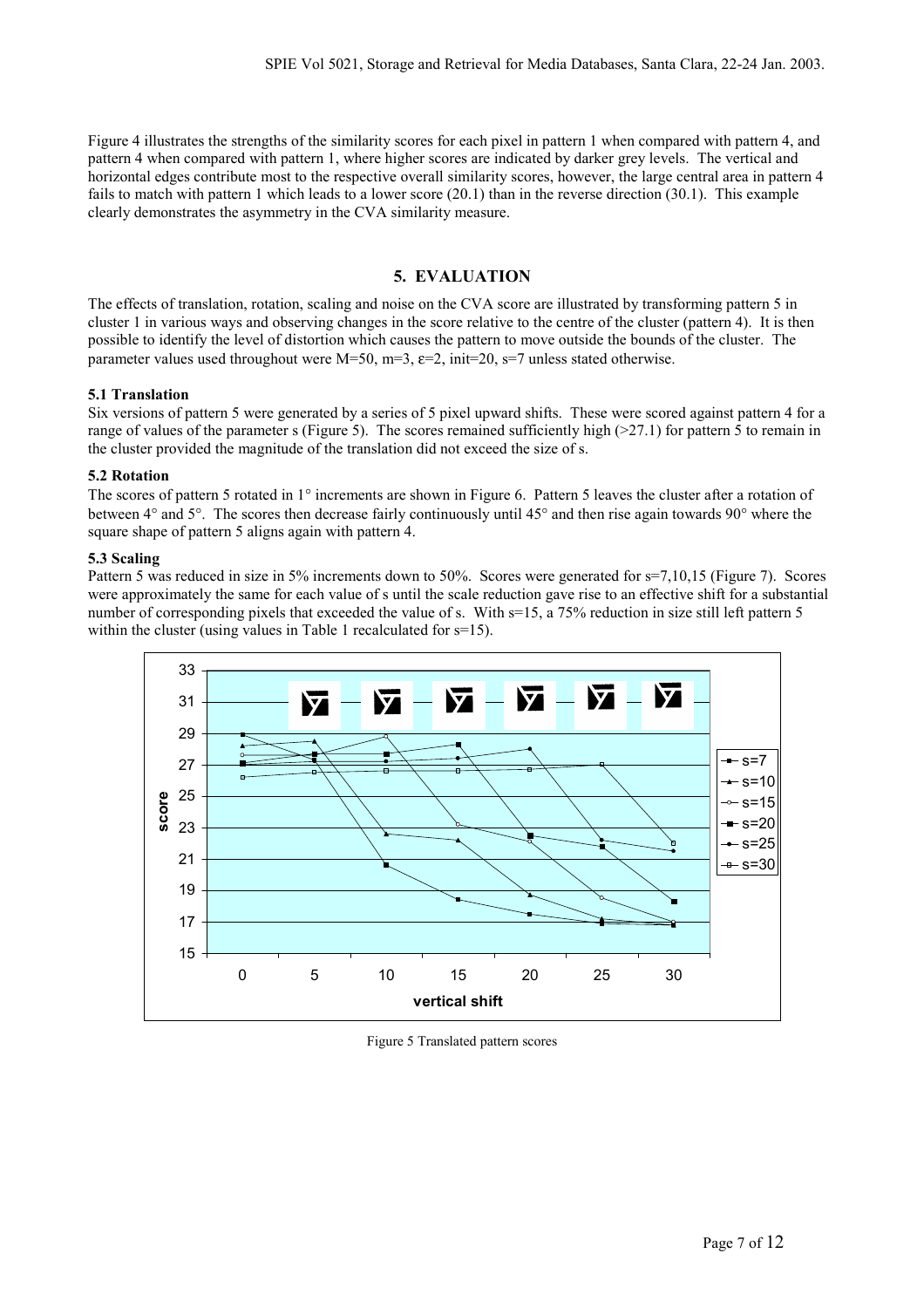Figure 4 illustrates the strengths of the similarity scores for each pixel in pattern 1 when compared with pattern 4, and pattern 4 when compared with pattern 1, where higher scores are indicated by darker grey levels. The vertical and horizontal edges contribute most to the respective overall similarity scores, however, the large central area in pattern 4 fails to match with pattern 1 which leads to a lower score (20.1) than in the reverse direction (30.1). This example clearly demonstrates the asymmetry in the CVA similarity measure.

## 5. EVALUATION

The effects of translation, rotation, scaling and noise on the CVA score are illustrated by transforming pattern 5 in cluster 1 in various ways and observing changes in the score relative to the centre of the cluster (pattern 4). It is then possible to identify the level of distortion which causes the pattern to move outside the bounds of the cluster. The parameter values used throughout were M=50, m=3, ε=2, init=20, s=7 unless stated otherwise.

### 5.1 Translation

Six versions of pattern 5 were generated by a series of 5 pixel upward shifts. These were scored against pattern 4 for a range of values of the parameter s (Figure 5). The scores remained sufficiently high (>27.1) for pattern 5 to remain in the cluster provided the magnitude of the translation did not exceed the size of s.

### 5.2 Rotation

The scores of pattern 5 rotated in 1° increments are shown in Figure 6. Pattern 5 leaves the cluster after a rotation of between 4° and 5°. The scores then decrease fairly continuously until 45° and then rise again towards 90° where the square shape of pattern 5 aligns again with pattern 4.

### 5.3 Scaling

Pattern 5 was reduced in size in 5% increments down to 50%. Scores were generated for s=7,10,15 (Figure 7). Scores were approximately the same for each value of s until the scale reduction gave rise to an effective shift for a substantial number of corresponding pixels that exceeded the value of s. With s=15, a 75% reduction in size still left pattern 5 within the cluster (using values in Table 1 recalculated for s=15).

Figure 5 Translated pattern scores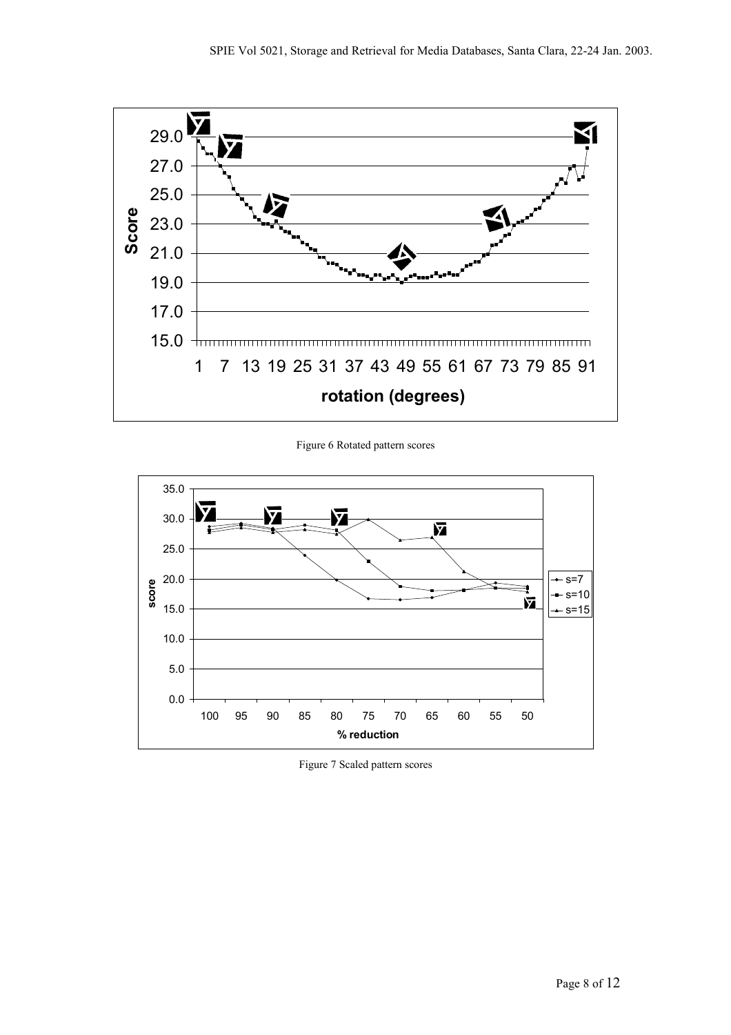Figure 6 Rotated pattern scores

Figure 7 Scaled pattern scores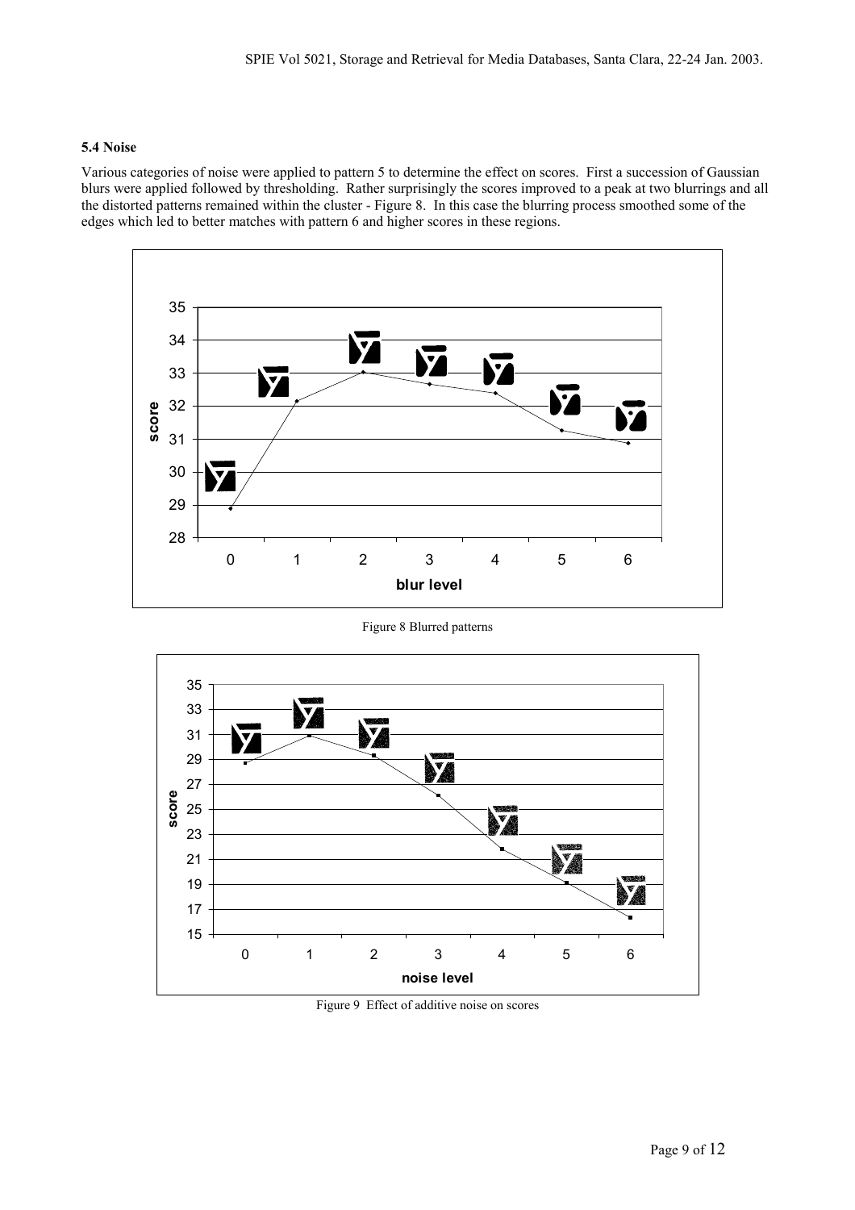### 5.4 Noise

Various categories of noise were applied to pattern 5 to determine the effect on scores. First a succession of Gaussian blurs were applied followed by thresholding. Rather surprisingly the scores improved to a peak at two blurrings and all the distorted patterns remained within the cluster - Figure 8. In this case the blurring process smoothed some of the edges which led to better matches with pattern 6 and higher scores in these regions.

Figure 8 Blurred patterns

Figure 9 Effect of additive noise on scores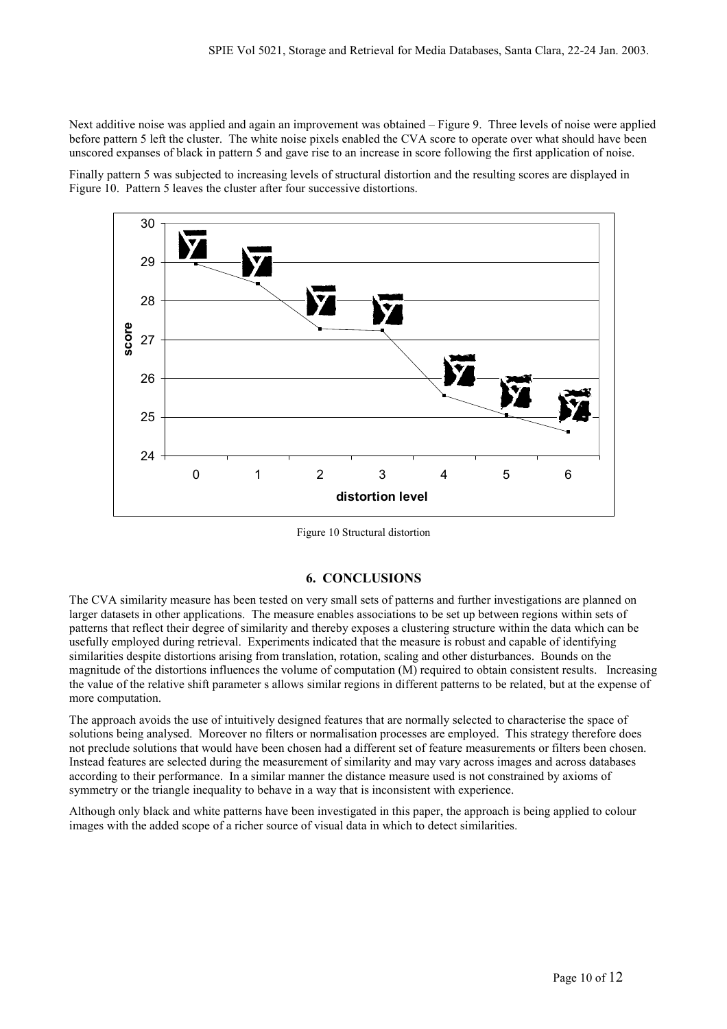Next additive noise was applied and again an improvement was obtained – Figure 9. Three levels of noise were applied before pattern 5 left the cluster. The white noise pixels enabled the CVA score to operate over what should have been unscored expanses of black in pattern 5 and gave rise to an increase in score following the first application of noise.

Finally pattern 5 was subjected to increasing levels of structural distortion and the resulting scores are displayed in Figure 10. Pattern 5 leaves the cluster after four successive distortions.

Figure 10 Structural distortion

## 6. CONCLUSIONS

The CVA similarity measure has been tested on very small sets of patterns and further investigations are planned on larger datasets in other applications. The measure enables associations to be set up between regions within sets of patterns that reflect their degree of similarity and thereby exposes a clustering structure within the data which can be usefully employed during retrieval. Experiments indicated that the measure is robust and capable of identifying similarities despite distortions arising from translation, rotation, scaling and other disturbances. Bounds on the magnitude of the distortions influences the volume of computation (M) required to obtain consistent results. Increasing the value of the relative shift parameter s allows similar regions in different patterns to be related, but at the expense of more computation.

The approach avoids the use of intuitively designed features that are normally selected to characterise the space of solutions being analysed. Moreover no filters or normalisation processes are employed. This strategy therefore does not preclude solutions that would have been chosen had a different set of feature measurements or filters been chosen. Instead features are selected during the measurement of similarity and may vary across images and across databases according to their performance. In a similar manner the distance measure used is not constrained by axioms of symmetry or the triangle inequality to behave in a way that is inconsistent with experience.

Although only black and white patterns have been investigated in this paper, the approach is being applied to colour images with the added scope of a richer source of visual data in which to detect similarities.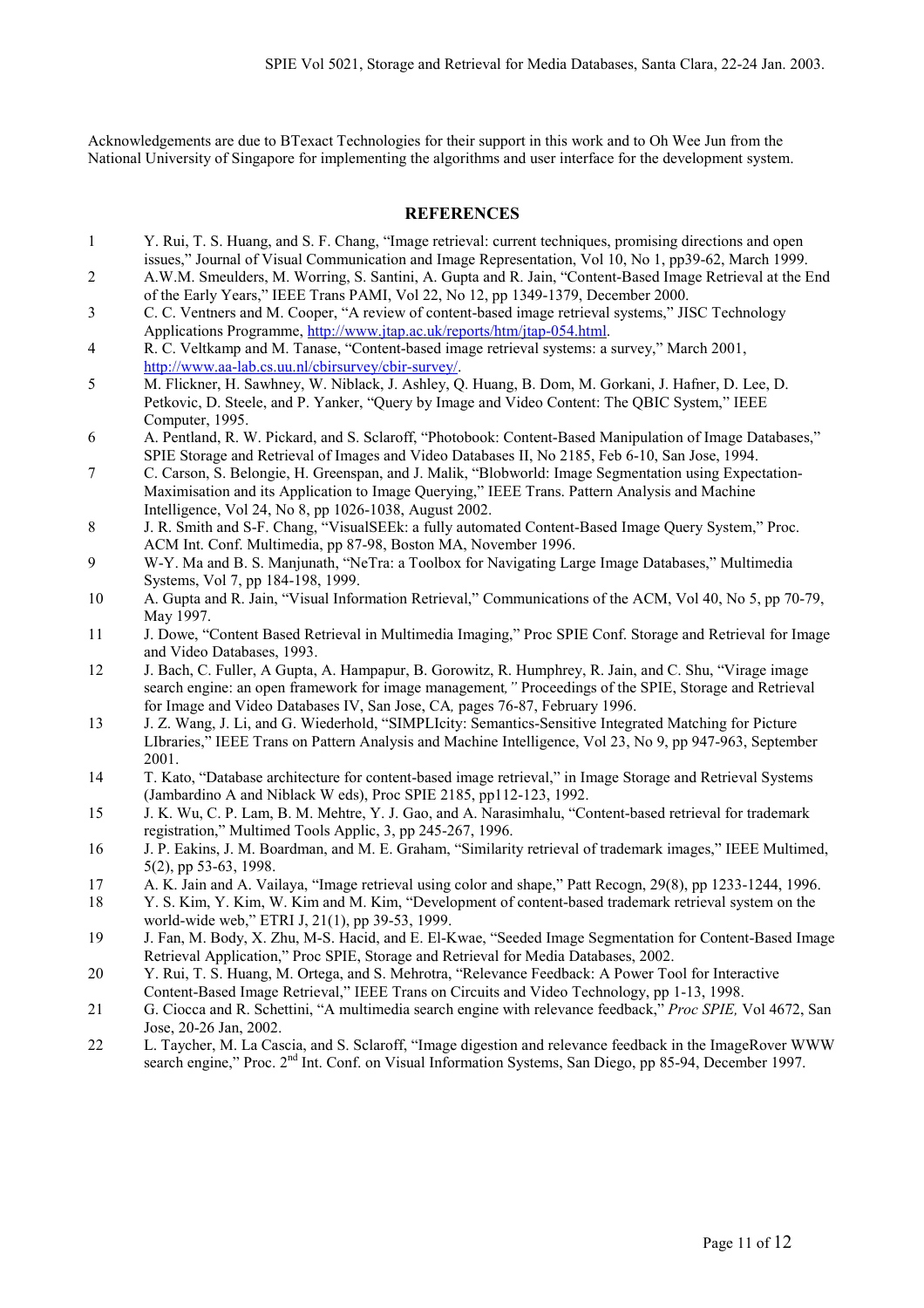Acknowledgements are due to BTexact Technologies for their support in this work and to Oh Wee Jun from the National University of Singapore for implementing the algorithms and user interface for the development system.

## REFERENCES

1. Y. Rui, T. S. Huang, and S. F. Chang, "Image retrieval: current techniques, promising directions and open issues," Journal of Visual Communication and Image Representation, Vol 10, No 1, pp39-62, March 1999.
2. A.W.M. Smeulders, M. Worring, S. Santini, A. Gupta and R. Jain, "Content-Based Image Retrieval at the End of the Early Years," IEEE Trans PAMI, Vol 22, No 12, pp 1349-1379, December 2000.
3. C. C. Ventners and M. Cooper, "A review of content-based image retrieval systems," JISC Technology Applications Programme, http://www.jtap.ac.uk/reports/htm/jtap-054.html.
4. R. C. Veltkamp and M. Tanase, "Content-based image retrieval systems: a survey," March 2001, http://www.aa-lab.cs.uu.nl/cbirsurvey/cbir-survey/.
5. M. Flickner, H. Sawhney, W. Niblack, J. Ashley, Q. Huang, B. Dom, M. Gorkani, J. Hafner, D. Lee, D. Petkovic, D. Steele, and P. Yanker, "Query by Image and Video Content: The QBIC System," IEEE Computer, 1995.
6. A. Pentland, R. W. Pickard, and S. Sclaroff, "Photobook: Content-Based Manipulation of Image Databases," SPIE Storage and Retrieval of Images and Video Databases II, No 2185, Feb 6-10, San Jose, 1994.
7. C. Carson, S. Belongie, H. Greenspan, and J. Malik, "Blobworld: Image Segmentation using Expectation-Maximisation and its Application to Image Querying," IEEE Trans. Pattern Analysis and Machine Intelligence, Vol 24, No 8, pp 1026-1038, August 2002.
8. J. R. Smith and S-F. Chang, "VisualSEEk: a fully automated Content-Based Image Query System," Proc. ACM Int. Conf. Multimedia, pp 87-98, Boston MA, November 1996.
9. W-Y. Ma and B. S. Manjunath, "NeTra: a Toolbox for Navigating Large Image Databases," Multimedia Systems, Vol 7, pp 184-198, 1999.
10. A. Gupta and R. Jain, "Visual Information Retrieval," Communications of the ACM, Vol 40, No 5, pp 70-79, May 1997.
11. J. Dowe, "Content Based Retrieval in Multimedia Imaging," Proc SPIE Conf. Storage and Retrieval for Image and Video Databases, 1993.
12. J. Bach, C. Fuller, A Gupta, A. Hampapur, B. Gorowitz, R. Humphrey, R. Jain, and C. Shu, "Virage image search engine: an open framework for image management*,"* Proceedings of the SPIE, Storage and Retrieval for Image and Video Databases IV, San Jose, CA*,* pages 76-87, February 1996.
13. J. Z. Wang, J. Li, and G. Wiederhold, "SIMPLIcity: Semantics-Sensitive Integrated Matching for Picture LIbraries," IEEE Trans on Pattern Analysis and Machine Intelligence, Vol 23, No 9, pp 947-963, September 2001.
14. T. Kato, "Database architecture for content-based image retrieval," in Image Storage and Retrieval Systems (Jambardino A and Niblack W eds), Proc SPIE 2185, pp112-123, 1992.
15. J. K. Wu, C. P. Lam, B. M. Mehtre, Y. J. Gao, and A. Narasimhalu, "Content-based retrieval for trademark registration," Multimed Tools Applic, 3, pp 245-267, 1996.
16. J. P. Eakins, J. M. Boardman, and M. E. Graham, "Similarity retrieval of trademark images," IEEE Multimed, 5(2), pp 53-63, 1998.
17. A. K. Jain and A. Vailaya, "Image retrieval using color and shape," Patt Recogn, 29(8), pp 1233-1244, 1996.
18. Y. S. Kim, Y. Kim, W. Kim and M. Kim, "Development of content-based trademark retrieval system on the world-wide web," ETRI J, 21(1), pp 39-53, 1999.
19. J. Fan, M. Body, X. Zhu, M-S. Hacid, and E. El-Kwae, "Seeded Image Segmentation for Content-Based Image Retrieval Application," Proc SPIE, Storage and Retrieval for Media Databases, 2002.
20. Y. Rui, T. S. Huang, M. Ortega, and S. Mehrotra, "Relevance Feedback: A Power Tool for Interactive Content-Based Image Retrieval," IEEE Trans on Circuits and Video Technology, pp 1-13, 1998.
21. G. Ciocca and R. Schettini, "A multimedia search engine with relevance feedback," *Proc SPIE,* Vol 4672, San Jose, 20-26 Jan, 2002.
22. L. Taycher, M. La Cascia, and S. Sclaroff, "Image digestion and relevance feedback in the ImageRover WWW search engine," Proc. 2nd Int. Conf. on Visual Information Systems, San Diego, pp 85-94, December 1997.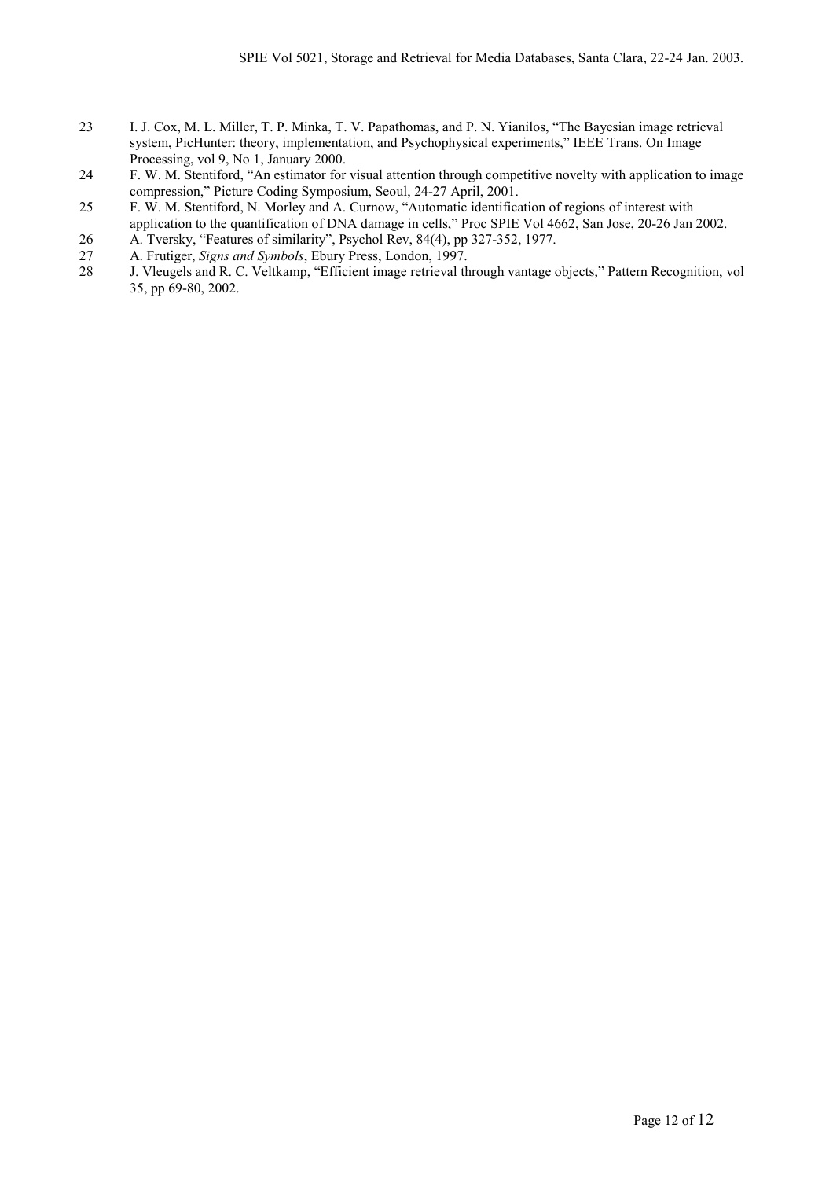23 I. J. Cox, M. L. Miller, T. P. Minka, T. V. Papathomas, and P. N. Yianilos, "The Bayesian image retrieval system, PicHunter: theory, implementation, and Psychophysical experiments," IEEE Trans. On Image Processing, vol 9, No 1, January 2000.

24 F. W. M. Stentiford, "An estimator for visual attention through competitive novelty with application to image compression," Picture Coding Symposium, Seoul, 24-27 April, 2001.

25 F. W. M. Stentiford, N. Morley and A. Curnow, "Automatic identification of regions of interest with application to the quantification of DNA damage in cells," Proc SPIE Vol 4662, San Jose, 20-26 Jan 2002.

26 A. Tversky, "Features of similarity", Psychol Rev, 84(4), pp 327-352, 1977.

27 A. Frutiger, *Signs and Symbols*, Ebury Press, London, 1997.

28 J. Vleugels and R. C. Veltkamp, "Efficient image retrieval through vantage objects," Pattern Recognition, vol 35, pp 69-80, 2002.